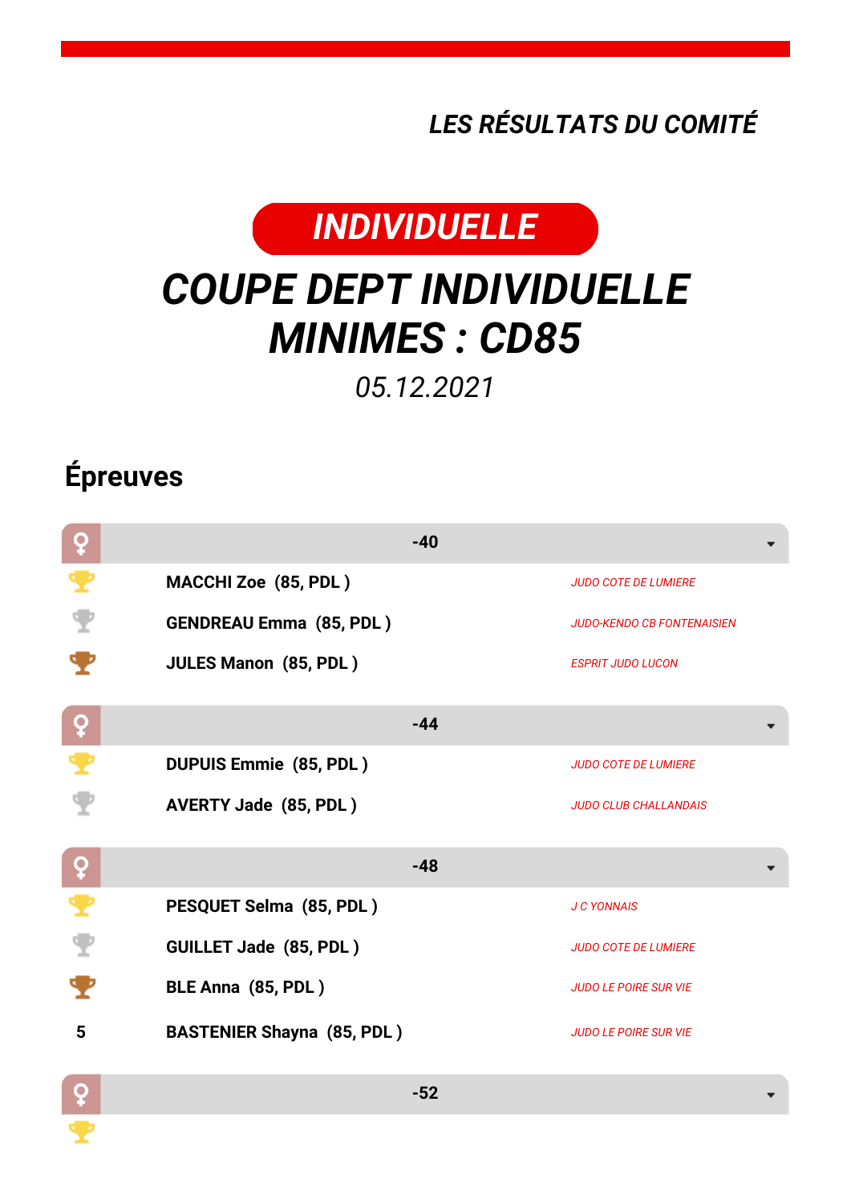*LES RÉSULTATS DU COMITÉ*

**INDIVIDUELLE**

# COUPE DEPT INDIVIDUELLE MINIMES : CD85

*05.12.2021*

## Épreuves

### ♀ -40

| Place | Nom | Club |
|---|---|---|
| 1 | **MACCHI Zoe (85, PDL )** | *JUDO COTE DE LUMIERE* |
| 2 | **GENDREAU Emma (85, PDL )** | *JUDO-KENDO CB FONTENAISIEN* |
| 3 | **JULES Manon (85, PDL )** | *ESPRIT JUDO LUCON* |

### ♀ -44

| Place | Nom | Club |
|---|---|---|
| 1 | **DUPUIS Emmie (85, PDL )** | *JUDO COTE DE LUMIERE* |
| 2 | **AVERTY Jade (85, PDL )** | *JUDO CLUB CHALLANDAIS* |

### ♀ -48

| Place | Nom | Club |
|---|---|---|
| 1 | **PESQUET Selma (85, PDL )** | *J C YONNAIS* |
| 2 | **GUILLET Jade (85, PDL )** | *JUDO COTE DE LUMIERE* |
| 3 | **BLE Anna (85, PDL )** | *JUDO LE POIRE SUR VIE* |
| 5 | **BASTENIER Shayna (85, PDL )** | *JUDO LE POIRE SUR VIE* |

### ♀ -52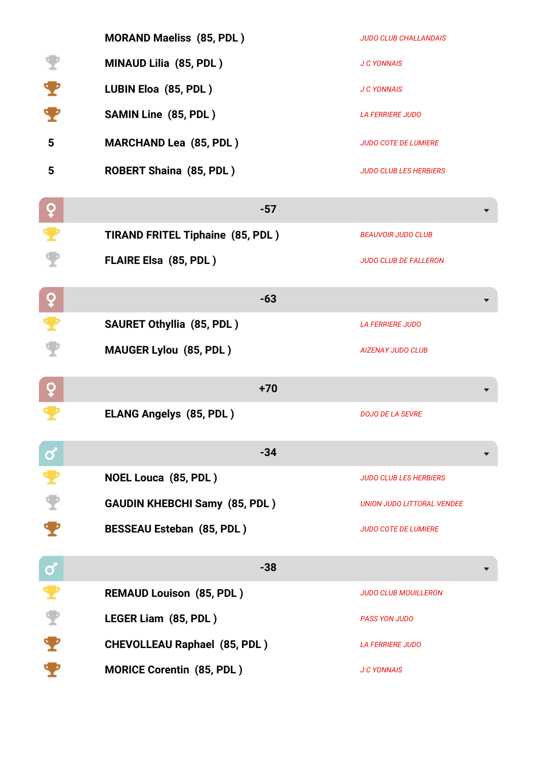| Place | Nom | Club |
|---|---|---|
| | MORAND Maeliss (85, PDL ) | JUDO CLUB CHALLANDAIS |
| 2 | MINAUD Lilia (85, PDL ) | J C YONNAIS |
| 3 | LUBIN Eloa (85, PDL ) | J C YONNAIS |
| 3 | SAMIN Line (85, PDL ) | LA FERRIERE JUDO |
| 5 | MARCHAND Lea (85, PDL ) | JUDO COTE DE LUMIERE |
| 5 | ROBERT Shaina (85, PDL ) | JUDO CLUB LES HERBIERS |

## ♀ -57

| Place | Nom | Club |
|---|---|---|
| 1 | TIRAND FRITEL Tiphaine (85, PDL ) | BEAUVOIR JUDO CLUB |
| 2 | FLAIRE Elsa (85, PDL ) | JUDO CLUB DE FALLERON |

## ♀ -63

| Place | Nom | Club |
|---|---|---|
| 1 | SAURET Othyllia (85, PDL ) | LA FERRIERE JUDO |
| 2 | MAUGER Lylou (85, PDL ) | AIZENAY JUDO CLUB |

## ♀ +70

| Place | Nom | Club |
|---|---|---|
| 1 | ELANG Angelys (85, PDL ) | DOJO DE LA SEVRE |

## ♂ -34

| Place | Nom | Club |
|---|---|---|
| 1 | NOEL Louca (85, PDL ) | JUDO CLUB LES HERBIERS |
| 2 | GAUDIN KHEBCHI Samy (85, PDL ) | UNION JUDO LITTORAL VENDEE |
| 3 | BESSEAU Esteban (85, PDL ) | JUDO COTE DE LUMIERE |

## ♂ -38

| Place | Nom | Club |
|---|---|---|
| 1 | REMAUD Louison (85, PDL ) | JUDO CLUB MOUILLERON |
| 2 | LEGER Liam (85, PDL ) | PASS YON JUDO |
| 3 | CHEVOLLEAU Raphael (85, PDL ) | LA FERRIERE JUDO |
| 3 | MORICE Corentin (85, PDL ) | J C YONNAIS |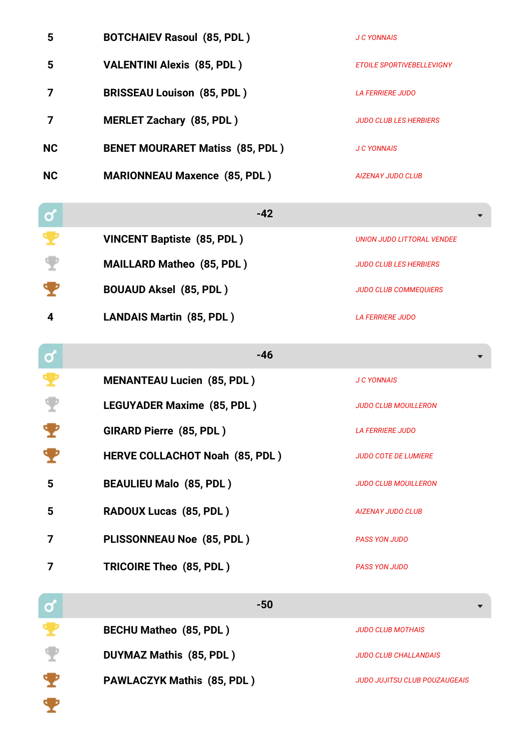| | | |
|---|---|---|
| 5 | **BOTCHAIEV Rasoul (85, PDL )** | *J C YONNAIS* |
| 5 | **VALENTINI Alexis (85, PDL )** | *ETOILE SPORTIVEBELLEVIGNY* |
| 7 | **BRISSEAU Louison (85, PDL )** | *LA FERRIERE JUDO* |
| 7 | **MERLET Zachary (85, PDL )** | *JUDO CLUB LES HERBIERS* |
| NC | **BENET MOURARET Matiss (85, PDL )** | *J C YONNAIS* |
| NC | **MARIONNEAU Maxence (85, PDL )** | *AIZENAY JUDO CLUB* |

## ♂ -42

| | | |
|---|---|---|
| 1 | **VINCENT Baptiste (85, PDL )** | *UNION JUDO LITTORAL VENDEE* |
| 2 | **MAILLARD Matheo (85, PDL )** | *JUDO CLUB LES HERBIERS* |
| 3 | **BOUAUD Aksel (85, PDL )** | *JUDO CLUB COMMEQUIERS* |
| 4 | **LANDAIS Martin (85, PDL )** | *LA FERRIERE JUDO* |

## ♂ -46

| | | |
|---|---|---|
| 1 | **MENANTEAU Lucien (85, PDL )** | *J C YONNAIS* |
| 2 | **LEGUYADER Maxime (85, PDL )** | *JUDO CLUB MOUILLERON* |
| 3 | **GIRARD Pierre (85, PDL )** | *LA FERRIERE JUDO* |
| 3 | **HERVE COLLACHOT Noah (85, PDL )** | *JUDO COTE DE LUMIERE* |
| 5 | **BEAULIEU Malo (85, PDL )** | *JUDO CLUB MOUILLERON* |
| 5 | **RADOUX Lucas (85, PDL )** | *AIZENAY JUDO CLUB* |
| 7 | **PLISSONNEAU Noe (85, PDL )** | *PASS YON JUDO* |
| 7 | **TRICOIRE Theo (85, PDL )** | *PASS YON JUDO* |

## ♂ -50

| | | |
|---|---|---|
| 1 | **BECHU Matheo (85, PDL )** | *JUDO CLUB MOTHAIS* |
| 2 | **DUYMAZ Mathis (85, PDL )** | *JUDO CLUB CHALLANDAIS* |
| 3 | **PAWLACZYK Mathis (85, PDL )** | *JUDO JUJITSU CLUB POUZAUGEAIS* |
| 3 | | |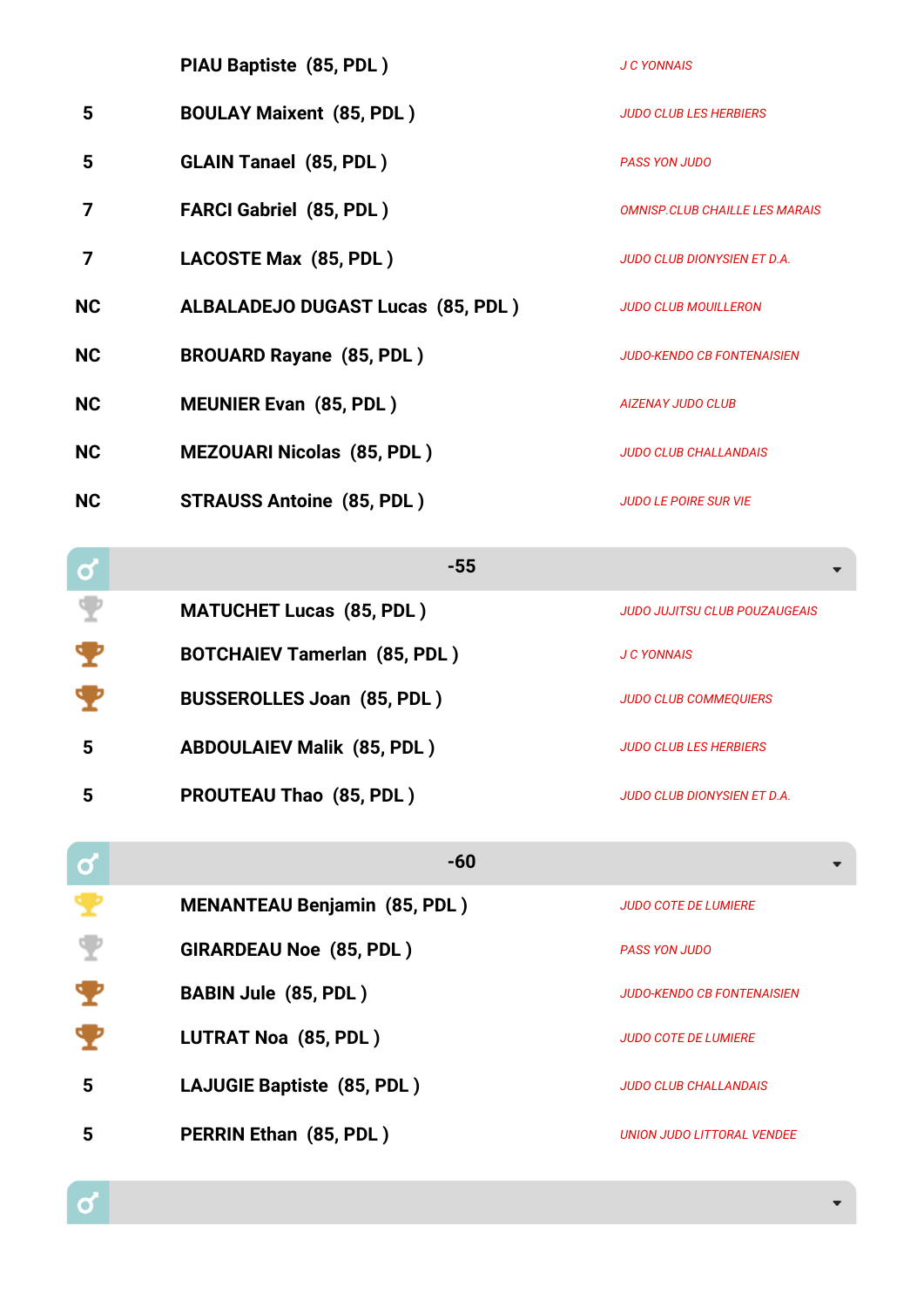| Place | Nom | Club |
|---|---|---|
| | **PIAU Baptiste (85, PDL )** | *J C YONNAIS* |
| 5 | **BOULAY Maixent (85, PDL )** | *JUDO CLUB LES HERBIERS* |
| 5 | **GLAIN Tanael (85, PDL )** | *PASS YON JUDO* |
| 7 | **FARCI Gabriel (85, PDL )** | *OMNISP.CLUB CHAILLE LES MARAIS* |
| 7 | **LACOSTE Max (85, PDL )** | *JUDO CLUB DIONYSIEN ET D.A.* |
| NC | **ALBALADEJO DUGAST Lucas (85, PDL )** | *JUDO CLUB MOUILLERON* |
| NC | **BROUARD Rayane (85, PDL )** | *JUDO-KENDO CB FONTENAISIEN* |
| NC | **MEUNIER Evan (85, PDL )** | *AIZENAY JUDO CLUB* |
| NC | **MEZOUARI Nicolas (85, PDL )** | *JUDO CLUB CHALLANDAIS* |
| NC | **STRAUSS Antoine (85, PDL )** | *JUDO LE POIRE SUR VIE* |

## -55

| Place | Nom | Club |
|---|---|---|
| 2 | **MATUCHET Lucas (85, PDL )** | *JUDO JUJITSU CLUB POUZAUGEAIS* |
| 3 | **BOTCHAIEV Tamerlan (85, PDL )** | *J C YONNAIS* |
| 3 | **BUSSEROLLES Joan (85, PDL )** | *JUDO CLUB COMMEQUIERS* |
| 5 | **ABDOULAIEV Malik (85, PDL )** | *JUDO CLUB LES HERBIERS* |
| 5 | **PROUTEAU Thao (85, PDL )** | *JUDO CLUB DIONYSIEN ET D.A.* |

## -60

| Place | Nom | Club |
|---|---|---|
| 1 | **MENANTEAU Benjamin (85, PDL )** | *JUDO COTE DE LUMIERE* |
| 2 | **GIRARDEAU Noe (85, PDL )** | *PASS YON JUDO* |
| 3 | **BABIN Jule (85, PDL )** | *JUDO-KENDO CB FONTENAISIEN* |
| 3 | **LUTRAT Noa (85, PDL )** | *JUDO COTE DE LUMIERE* |
| 5 | **LAJUGIE Baptiste (85, PDL )** | *JUDO CLUB CHALLANDAIS* |
| 5 | **PERRIN Ethan (85, PDL )** | *UNION JUDO LITTORAL VENDEE* |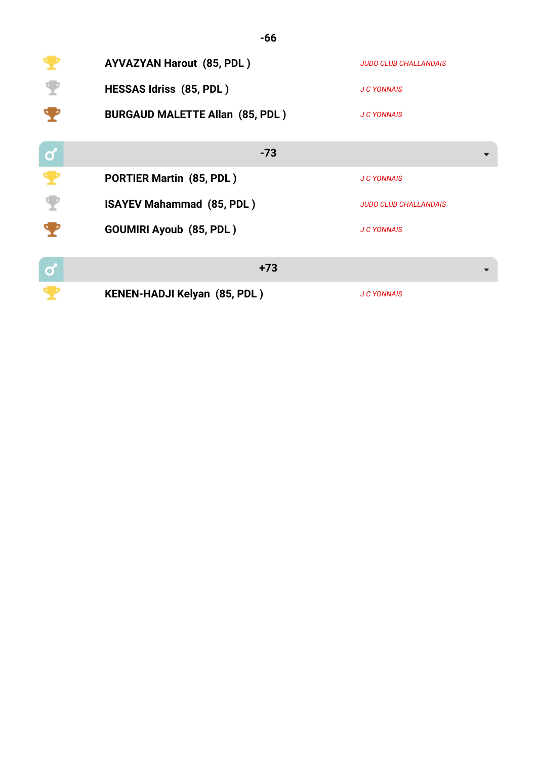## -66

| | | |
|---|---|---|
| 🥇 | **AYVAZYAN Harout (85, PDL )** | *JUDO CLUB CHALLANDAIS* |
| 🥈 | **HESSAS Idriss (85, PDL )** | *J C YONNAIS* |
| 🥉 | **BURGAUD MALETTE Allan (85, PDL )** | *J C YONNAIS* |

## -73

| | | |
|---|---|---|
| 🥇 | **PORTIER Martin (85, PDL )** | *J C YONNAIS* |
| 🥈 | **ISAYEV Mahammad (85, PDL )** | *JUDO CLUB CHALLANDAIS* |
| 🥉 | **GOUMIRI Ayoub (85, PDL )** | *J C YONNAIS* |

## +73

| | | |
|---|---|---|
| 🥇 | **KENEN-HADJI Kelyan (85, PDL )** | *J C YONNAIS* |